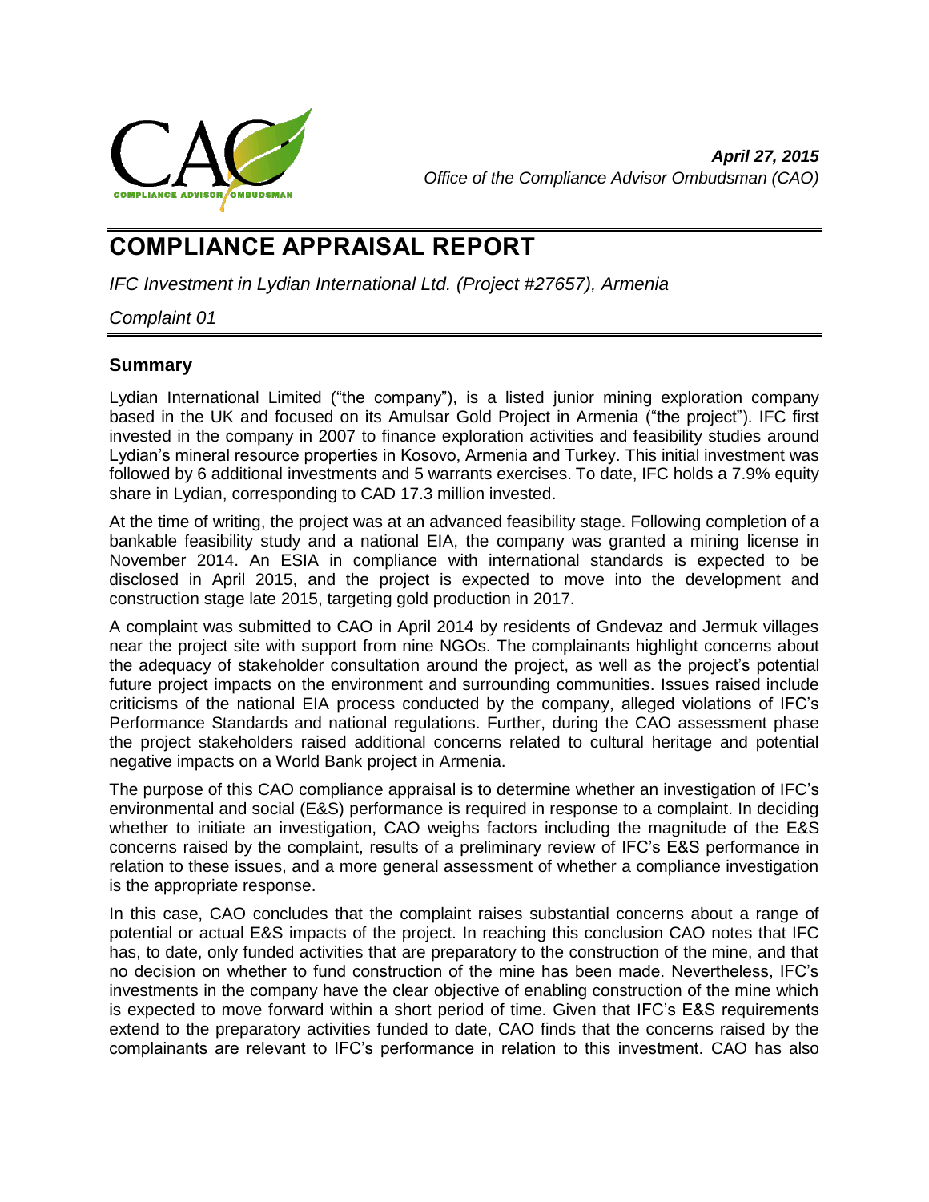*April 27, 2015*
*Office of the Compliance Advisor Ombudsman (CAO)*

# COMPLIANCE APPRAISAL REPORT

*IFC Investment in Lydian International Ltd. (Project #27657), Armenia*

*Complaint 01*

## Summary

Lydian International Limited ("the company"), is a listed junior mining exploration company based in the UK and focused on its Amulsar Gold Project in Armenia ("the project"). IFC first invested in the company in 2007 to finance exploration activities and feasibility studies around Lydian's mineral resource properties in Kosovo, Armenia and Turkey. This initial investment was followed by 6 additional investments and 5 warrants exercises. To date, IFC holds a 7.9% equity share in Lydian, corresponding to CAD 17.3 million invested.

At the time of writing, the project was at an advanced feasibility stage. Following completion of a bankable feasibility study and a national EIA, the company was granted a mining license in November 2014. An ESIA in compliance with international standards is expected to be disclosed in April 2015, and the project is expected to move into the development and construction stage late 2015, targeting gold production in 2017.

A complaint was submitted to CAO in April 2014 by residents of Gndevaz and Jermuk villages near the project site with support from nine NGOs. The complainants highlight concerns about the adequacy of stakeholder consultation around the project, as well as the project's potential future project impacts on the environment and surrounding communities. Issues raised include criticisms of the national EIA process conducted by the company, alleged violations of IFC's Performance Standards and national regulations. Further, during the CAO assessment phase the project stakeholders raised additional concerns related to cultural heritage and potential negative impacts on a World Bank project in Armenia.

The purpose of this CAO compliance appraisal is to determine whether an investigation of IFC's environmental and social (E&S) performance is required in response to a complaint. In deciding whether to initiate an investigation, CAO weighs factors including the magnitude of the E&S concerns raised by the complaint, results of a preliminary review of IFC's E&S performance in relation to these issues, and a more general assessment of whether a compliance investigation is the appropriate response.

In this case, CAO concludes that the complaint raises substantial concerns about a range of potential or actual E&S impacts of the project. In reaching this conclusion CAO notes that IFC has, to date, only funded activities that are preparatory to the construction of the mine, and that no decision on whether to fund construction of the mine has been made. Nevertheless, IFC's investments in the company have the clear objective of enabling construction of the mine which is expected to move forward within a short period of time. Given that IFC's E&S requirements extend to the preparatory activities funded to date, CAO finds that the concerns raised by the complainants are relevant to IFC's performance in relation to this investment. CAO has also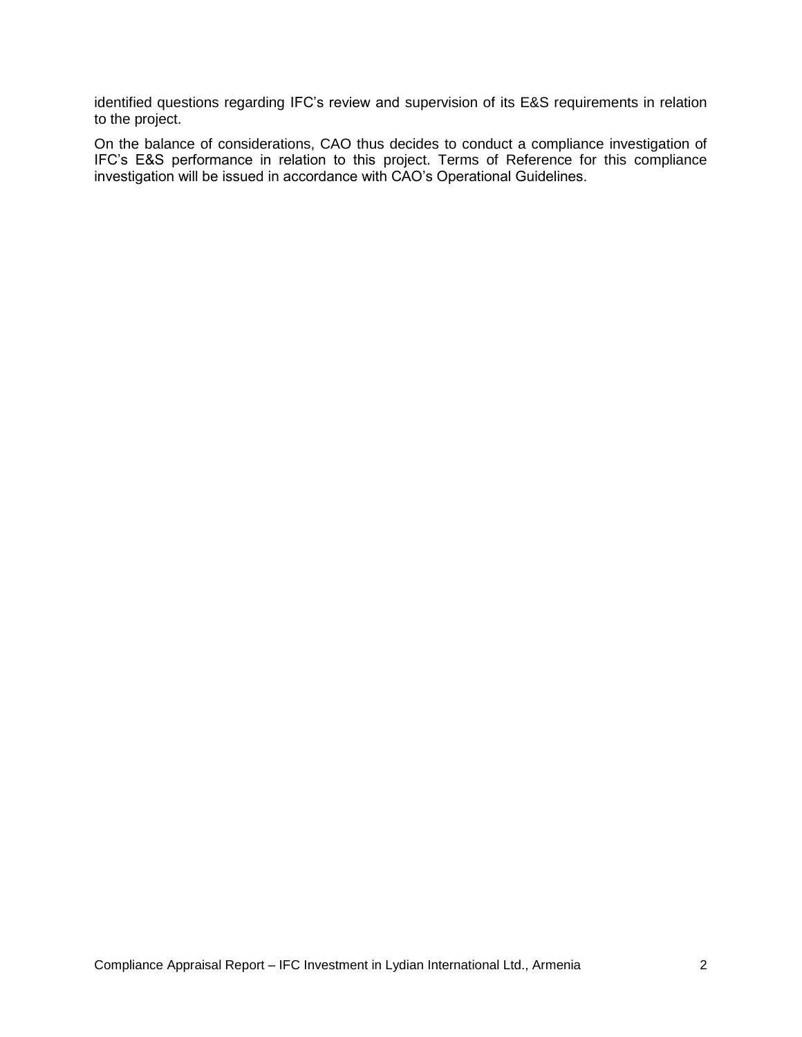identified questions regarding IFC's review and supervision of its E&S requirements in relation to the project.

On the balance of considerations, CAO thus decides to conduct a compliance investigation of IFC's E&S performance in relation to this project. Terms of Reference for this compliance investigation will be issued in accordance with CAO's Operational Guidelines.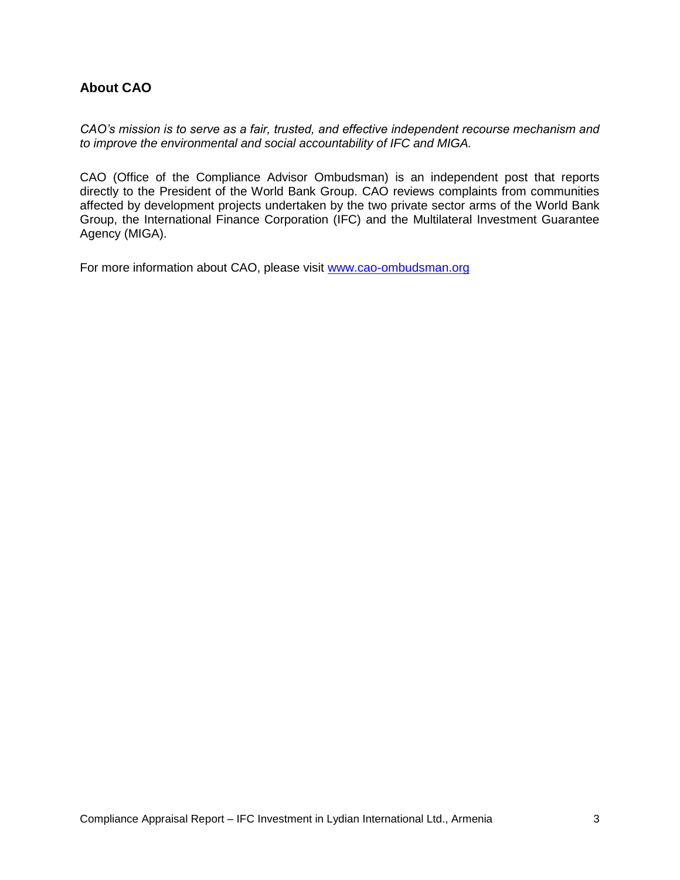## About CAO

*CAO's mission is to serve as a fair, trusted, and effective independent recourse mechanism and to improve the environmental and social accountability of IFC and MIGA.*

CAO (Office of the Compliance Advisor Ombudsman) is an independent post that reports directly to the President of the World Bank Group. CAO reviews complaints from communities affected by development projects undertaken by the two private sector arms of the World Bank Group, the International Finance Corporation (IFC) and the Multilateral Investment Guarantee Agency (MIGA).

For more information about CAO, please visit [www.cao-ombudsman.org](http://www.cao-ombudsman.org)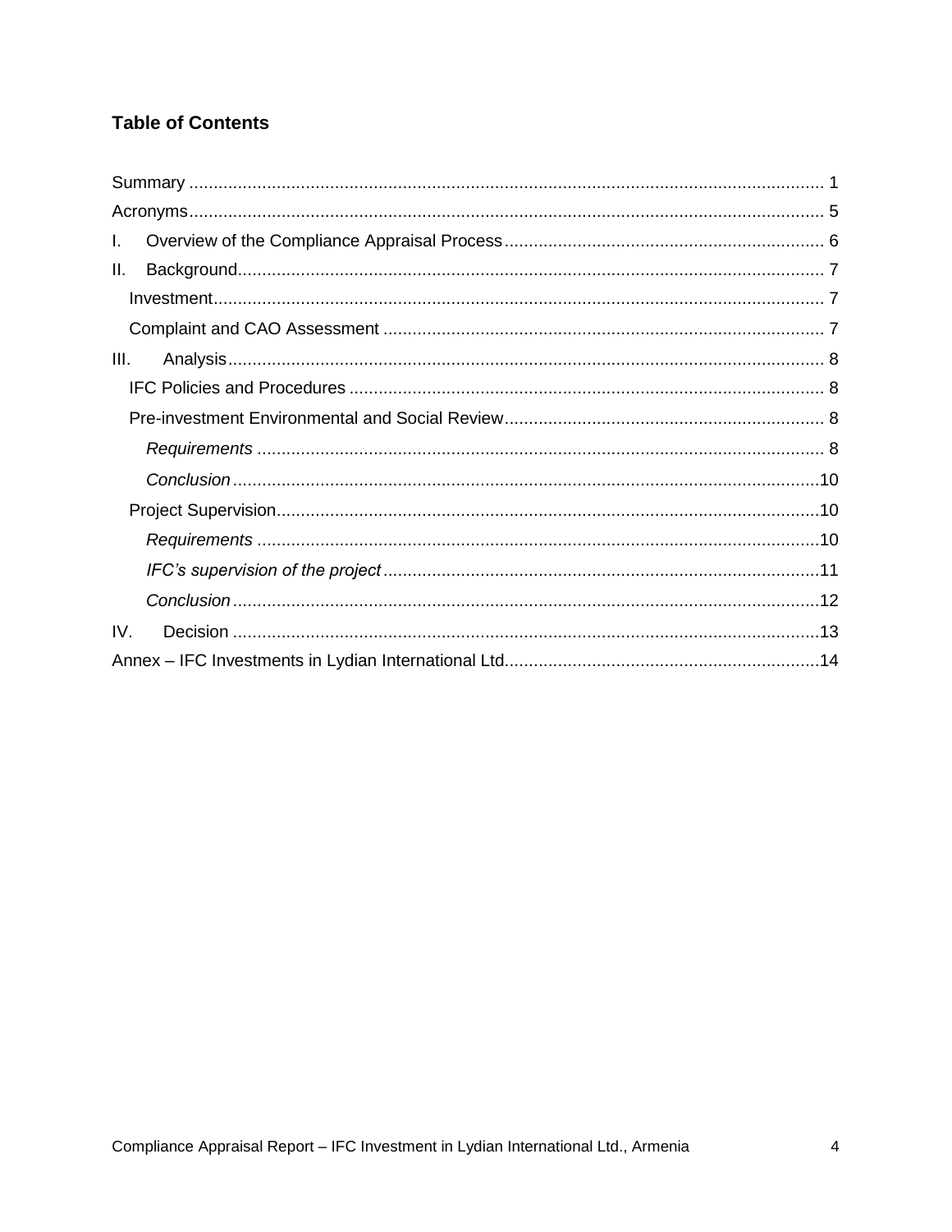## Table of Contents

Summary ..................................................................................................................... 1

Acronyms..................................................................................................................... 5

I. Overview of the Compliance Appraisal Process ................................................................. 6

II. Background........................................................................................................ 7

- Investment............................................................................................................. 7
- Complaint and CAO Assessment .......................................................................... 7

III. Analysis.......................................................................................................... 8

- IFC Policies and Procedures ................................................................................. 8
- Pre-investment Environmental and Social Review................................................. 8
  - *Requirements* ................................................................................................... 8
  - *Conclusion* ........................................................................................................10
- Project Supervision...............................................................................................10
  - *Requirements* ...................................................................................................10
  - *IFC's supervision of the project* ..........................................................................11
  - *Conclusion* ........................................................................................................12

IV. Decision ........................................................................................................13

Annex – IFC Investments in Lydian International Ltd................................................................14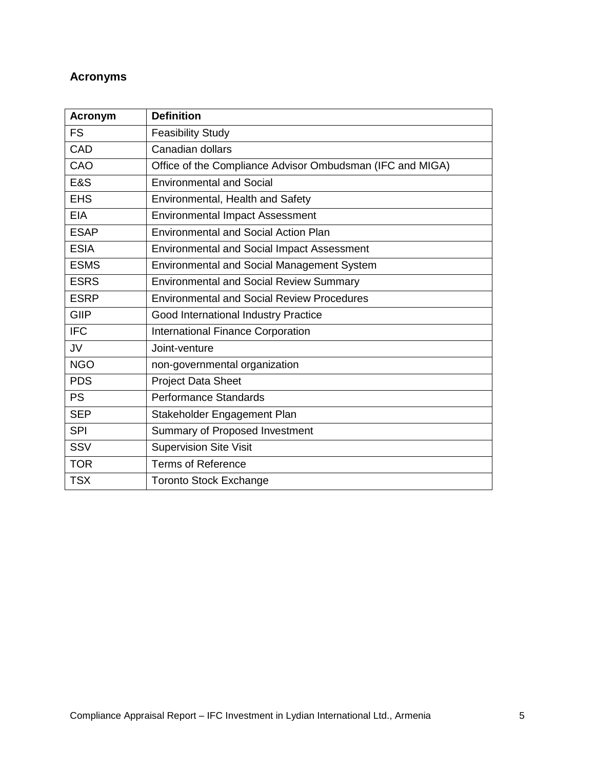## Acronyms

| Acronym | Definition |
| --- | --- |
| FS | Feasibility Study |
| CAD | Canadian dollars |
| CAO | Office of the Compliance Advisor Ombudsman (IFC and MIGA) |
| E&S | Environmental and Social |
| EHS | Environmental, Health and Safety |
| EIA | Environmental Impact Assessment |
| ESAP | Environmental and Social Action Plan |
| ESIA | Environmental and Social Impact Assessment |
| ESMS | Environmental and Social Management System |
| ESRS | Environmental and Social Review Summary |
| ESRP | Environmental and Social Review Procedures |
| GIIP | Good International Industry Practice |
| IFC | International Finance Corporation |
| JV | Joint-venture |
| NGO | non-governmental organization |
| PDS | Project Data Sheet |
| PS | Performance Standards |
| SEP | Stakeholder Engagement Plan |
| SPI | Summary of Proposed Investment |
| SSV | Supervision Site Visit |
| TOR | Terms of Reference |
| TSX | Toronto Stock Exchange |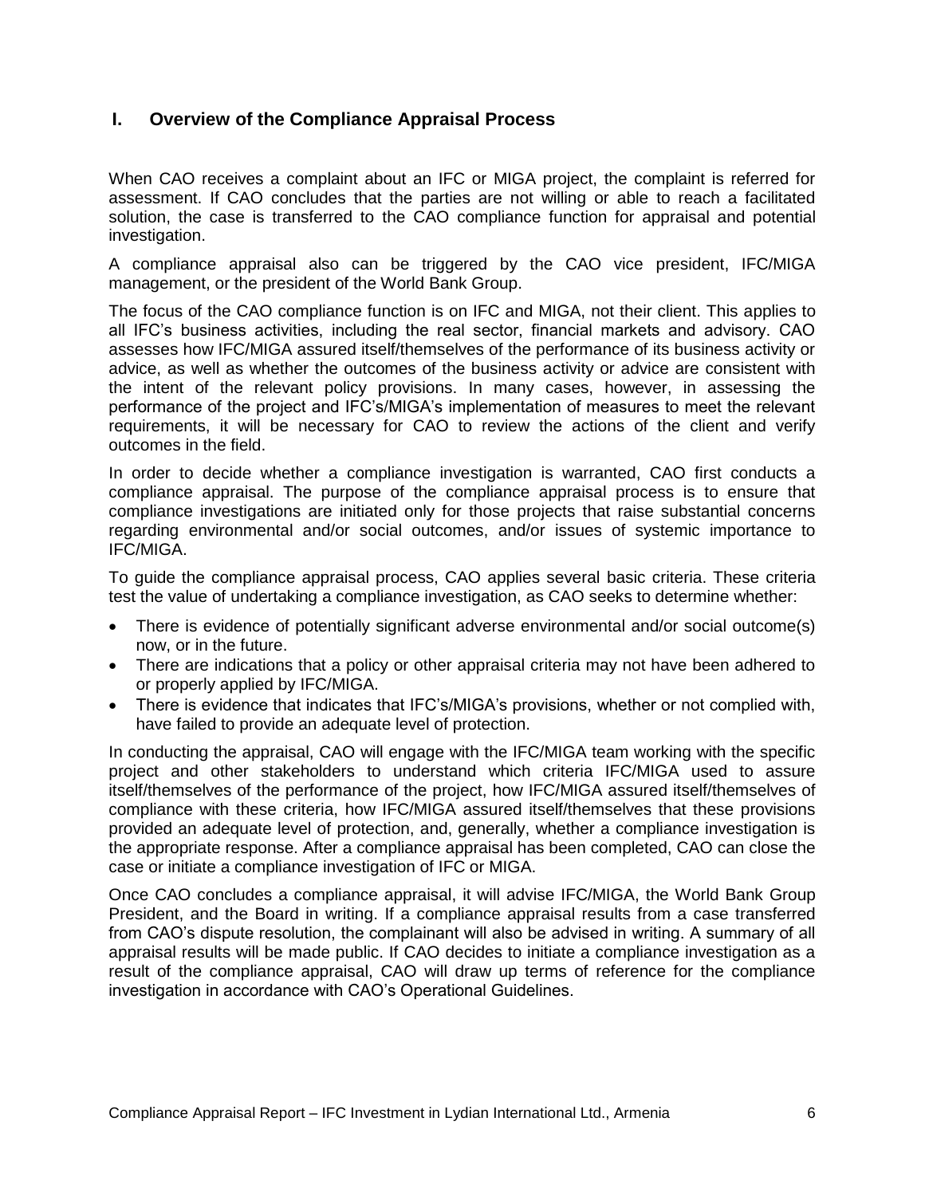## I. Overview of the Compliance Appraisal Process

When CAO receives a complaint about an IFC or MIGA project, the complaint is referred for assessment. If CAO concludes that the parties are not willing or able to reach a facilitated solution, the case is transferred to the CAO compliance function for appraisal and potential investigation.

A compliance appraisal also can be triggered by the CAO vice president, IFC/MIGA management, or the president of the World Bank Group.

The focus of the CAO compliance function is on IFC and MIGA, not their client. This applies to all IFC's business activities, including the real sector, financial markets and advisory. CAO assesses how IFC/MIGA assured itself/themselves of the performance of its business activity or advice, as well as whether the outcomes of the business activity or advice are consistent with the intent of the relevant policy provisions. In many cases, however, in assessing the performance of the project and IFC's/MIGA's implementation of measures to meet the relevant requirements, it will be necessary for CAO to review the actions of the client and verify outcomes in the field.

In order to decide whether a compliance investigation is warranted, CAO first conducts a compliance appraisal. The purpose of the compliance appraisal process is to ensure that compliance investigations are initiated only for those projects that raise substantial concerns regarding environmental and/or social outcomes, and/or issues of systemic importance to IFC/MIGA.

To guide the compliance appraisal process, CAO applies several basic criteria. These criteria test the value of undertaking a compliance investigation, as CAO seeks to determine whether:

- There is evidence of potentially significant adverse environmental and/or social outcome(s) now, or in the future.
- There are indications that a policy or other appraisal criteria may not have been adhered to or properly applied by IFC/MIGA.
- There is evidence that indicates that IFC's/MIGA's provisions, whether or not complied with, have failed to provide an adequate level of protection.

In conducting the appraisal, CAO will engage with the IFC/MIGA team working with the specific project and other stakeholders to understand which criteria IFC/MIGA used to assure itself/themselves of the performance of the project, how IFC/MIGA assured itself/themselves of compliance with these criteria, how IFC/MIGA assured itself/themselves that these provisions provided an adequate level of protection, and, generally, whether a compliance investigation is the appropriate response. After a compliance appraisal has been completed, CAO can close the case or initiate a compliance investigation of IFC or MIGA.

Once CAO concludes a compliance appraisal, it will advise IFC/MIGA, the World Bank Group President, and the Board in writing. If a compliance appraisal results from a case transferred from CAO's dispute resolution, the complainant will also be advised in writing. A summary of all appraisal results will be made public. If CAO decides to initiate a compliance investigation as a result of the compliance appraisal, CAO will draw up terms of reference for the compliance investigation in accordance with CAO's Operational Guidelines.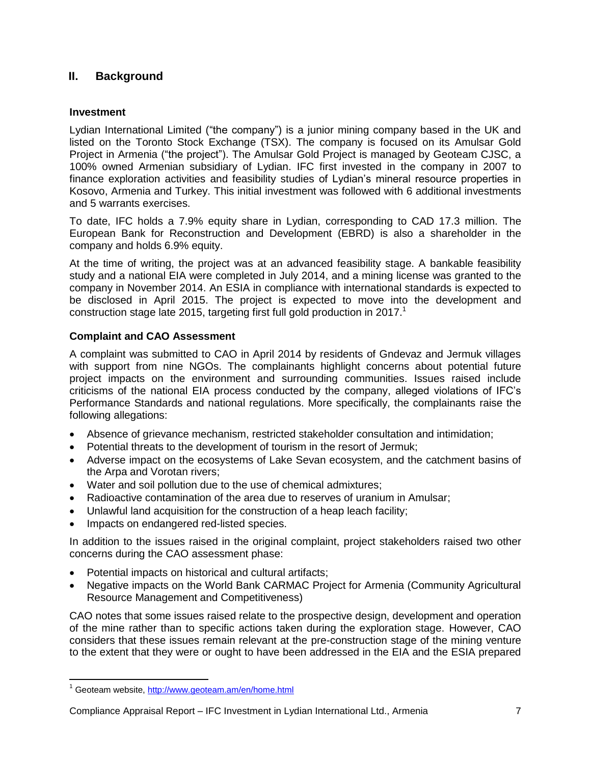## II. Background

### Investment

Lydian International Limited ("the company") is a junior mining company based in the UK and listed on the Toronto Stock Exchange (TSX). The company is focused on its Amulsar Gold Project in Armenia ("the project"). The Amulsar Gold Project is managed by Geoteam CJSC, a 100% owned Armenian subsidiary of Lydian. IFC first invested in the company in 2007 to finance exploration activities and feasibility studies of Lydian's mineral resource properties in Kosovo, Armenia and Turkey. This initial investment was followed with 6 additional investments and 5 warrants exercises.

To date, IFC holds a 7.9% equity share in Lydian, corresponding to CAD 17.3 million. The European Bank for Reconstruction and Development (EBRD) is also a shareholder in the company and holds 6.9% equity.

At the time of writing, the project was at an advanced feasibility stage. A bankable feasibility study and a national EIA were completed in July 2014, and a mining license was granted to the company in November 2014. An ESIA in compliance with international standards is expected to be disclosed in April 2015. The project is expected to move into the development and construction stage late 2015, targeting first full gold production in 2017.[1]

### Complaint and CAO Assessment

A complaint was submitted to CAO in April 2014 by residents of Gndevaz and Jermuk villages with support from nine NGOs. The complainants highlight concerns about potential future project impacts on the environment and surrounding communities. Issues raised include criticisms of the national EIA process conducted by the company, alleged violations of IFC's Performance Standards and national regulations. More specifically, the complainants raise the following allegations:

- Absence of grievance mechanism, restricted stakeholder consultation and intimidation;
- Potential threats to the development of tourism in the resort of Jermuk;
- Adverse impact on the ecosystems of Lake Sevan ecosystem, and the catchment basins of the Arpa and Vorotan rivers;
- Water and soil pollution due to the use of chemical admixtures;
- Radioactive contamination of the area due to reserves of uranium in Amulsar;
- Unlawful land acquisition for the construction of a heap leach facility;
- Impacts on endangered red-listed species.

In addition to the issues raised in the original complaint, project stakeholders raised two other concerns during the CAO assessment phase:

- Potential impacts on historical and cultural artifacts;
- Negative impacts on the World Bank CARMAC Project for Armenia (Community Agricultural Resource Management and Competitiveness)

CAO notes that some issues raised relate to the prospective design, development and operation of the mine rather than to specific actions taken during the exploration stage. However, CAO considers that these issues remain relevant at the pre-construction stage of the mining venture to the extent that they were or ought to have been addressed in the EIA and the ESIA prepared

[1] Geoteam website, http://www.geoteam.am/en/home.html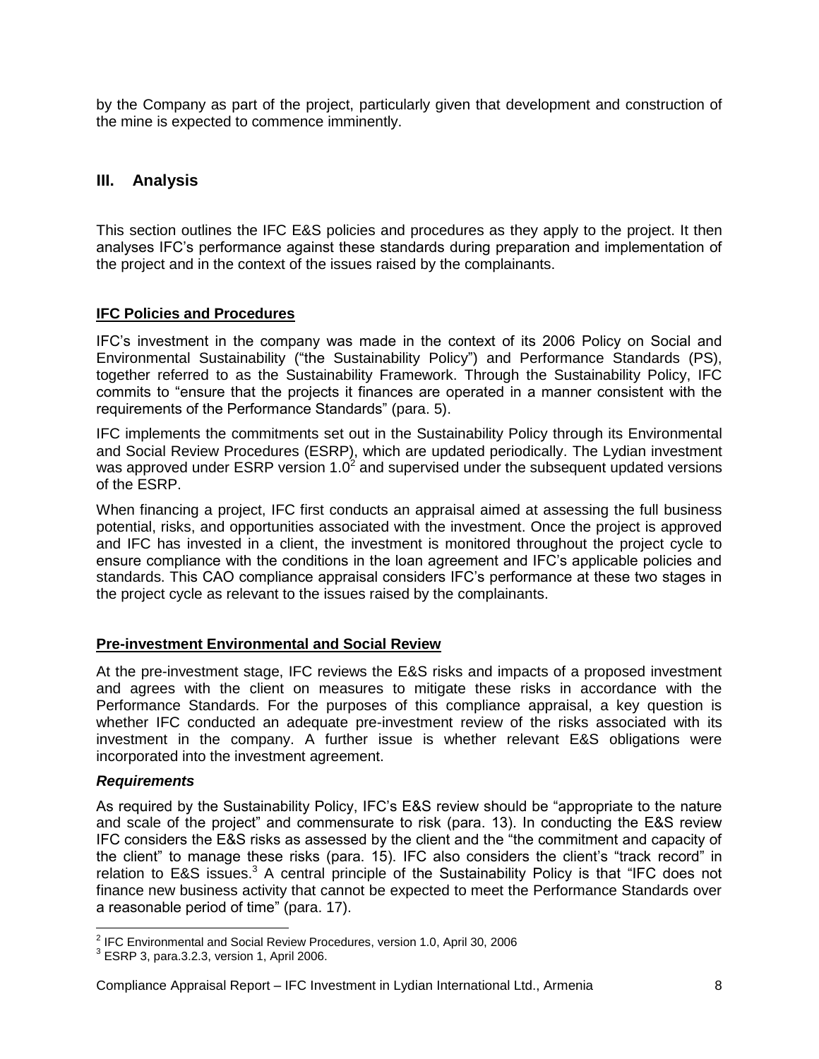by the Company as part of the project, particularly given that development and construction of the mine is expected to commence imminently.

## III. Analysis

This section outlines the IFC E&S policies and procedures as they apply to the project. It then analyses IFC's performance against these standards during preparation and implementation of the project and in the context of the issues raised by the complainants.

### IFC Policies and Procedures

IFC's investment in the company was made in the context of its 2006 Policy on Social and Environmental Sustainability ("the Sustainability Policy") and Performance Standards (PS), together referred to as the Sustainability Framework. Through the Sustainability Policy, IFC commits to "ensure that the projects it finances are operated in a manner consistent with the requirements of the Performance Standards" (para. 5).

IFC implements the commitments set out in the Sustainability Policy through its Environmental and Social Review Procedures (ESRP), which are updated periodically. The Lydian investment was approved under ESRP version 1.0[2] and supervised under the subsequent updated versions of the ESRP.

When financing a project, IFC first conducts an appraisal aimed at assessing the full business potential, risks, and opportunities associated with the investment. Once the project is approved and IFC has invested in a client, the investment is monitored throughout the project cycle to ensure compliance with the conditions in the loan agreement and IFC's applicable policies and standards. This CAO compliance appraisal considers IFC's performance at these two stages in the project cycle as relevant to the issues raised by the complainants.

### Pre-investment Environmental and Social Review

At the pre-investment stage, IFC reviews the E&S risks and impacts of a proposed investment and agrees with the client on measures to mitigate these risks in accordance with the Performance Standards. For the purposes of this compliance appraisal, a key question is whether IFC conducted an adequate pre-investment review of the risks associated with its investment in the company. A further issue is whether relevant E&S obligations were incorporated into the investment agreement.

#### *Requirements*

As required by the Sustainability Policy, IFC's E&S review should be "appropriate to the nature and scale of the project" and commensurate to risk (para. 13). In conducting the E&S review IFC considers the E&S risks as assessed by the client and the "the commitment and capacity of the client" to manage these risks (para. 15). IFC also considers the client's "track record" in relation to E&S issues.[3] A central principle of the Sustainability Policy is that "IFC does not finance new business activity that cannot be expected to meet the Performance Standards over a reasonable period of time" (para. 17).

---

[2] IFC Environmental and Social Review Procedures, version 1.0, April 30, 2006

[3] ESRP 3, para.3.2.3, version 1, April 2006.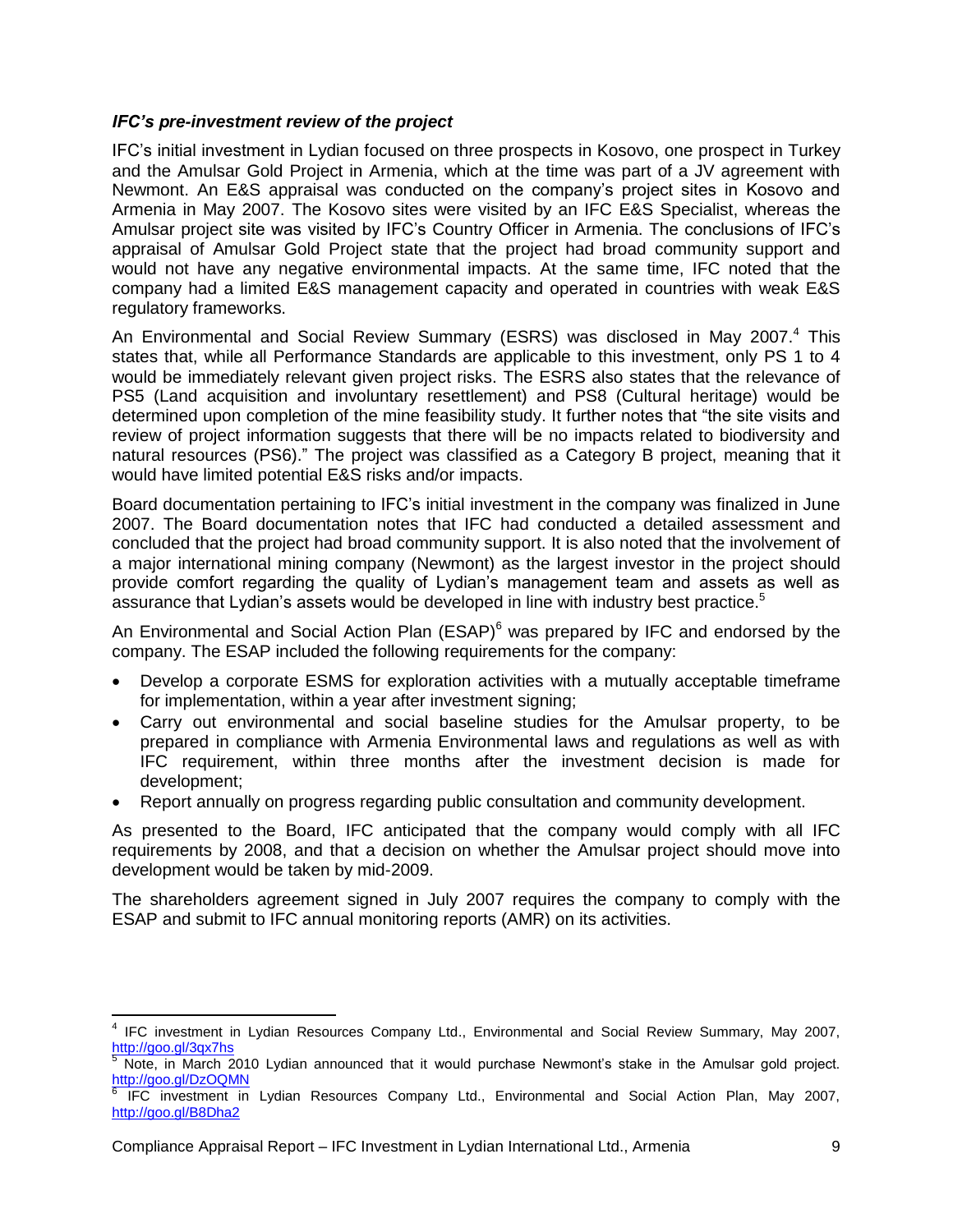***IFC's pre-investment review of the project***

IFC's initial investment in Lydian focused on three prospects in Kosovo, one prospect in Turkey and the Amulsar Gold Project in Armenia, which at the time was part of a JV agreement with Newmont. An E&S appraisal was conducted on the company's project sites in Kosovo and Armenia in May 2007. The Kosovo sites were visited by an IFC E&S Specialist, whereas the Amulsar project site was visited by IFC's Country Officer in Armenia. The conclusions of IFC's appraisal of Amulsar Gold Project state that the project had broad community support and would not have any negative environmental impacts. At the same time, IFC noted that the company had a limited E&S management capacity and operated in countries with weak E&S regulatory frameworks.

An Environmental and Social Review Summary (ESRS) was disclosed in May 2007.[4] This states that, while all Performance Standards are applicable to this investment, only PS 1 to 4 would be immediately relevant given project risks. The ESRS also states that the relevance of PS5 (Land acquisition and involuntary resettlement) and PS8 (Cultural heritage) would be determined upon completion of the mine feasibility study. It further notes that "the site visits and review of project information suggests that there will be no impacts related to biodiversity and natural resources (PS6)." The project was classified as a Category B project, meaning that it would have limited potential E&S risks and/or impacts.

Board documentation pertaining to IFC's initial investment in the company was finalized in June 2007. The Board documentation notes that IFC had conducted a detailed assessment and concluded that the project had broad community support. It is also noted that the involvement of a major international mining company (Newmont) as the largest investor in the project should provide comfort regarding the quality of Lydian's management team and assets as well as assurance that Lydian's assets would be developed in line with industry best practice.[5]

An Environmental and Social Action Plan (ESAP)[6] was prepared by IFC and endorsed by the company. The ESAP included the following requirements for the company:

- Develop a corporate ESMS for exploration activities with a mutually acceptable timeframe for implementation, within a year after investment signing;
- Carry out environmental and social baseline studies for the Amulsar property, to be prepared in compliance with Armenia Environmental laws and regulations as well as with IFC requirement, within three months after the investment decision is made for development;
- Report annually on progress regarding public consultation and community development.

As presented to the Board, IFC anticipated that the company would comply with all IFC requirements by 2008, and that a decision on whether the Amulsar project should move into development would be taken by mid-2009.

The shareholders agreement signed in July 2007 requires the company to comply with the ESAP and submit to IFC annual monitoring reports (AMR) on its activities.

---

[4] IFC investment in Lydian Resources Company Ltd., Environmental and Social Review Summary, May 2007, http://goo.gl/3qx7hs

[5] Note, in March 2010 Lydian announced that it would purchase Newmont's stake in the Amulsar gold project. http://goo.gl/DzOQMN

[6] IFC investment in Lydian Resources Company Ltd., Environmental and Social Action Plan, May 2007, http://goo.gl/B8Dha2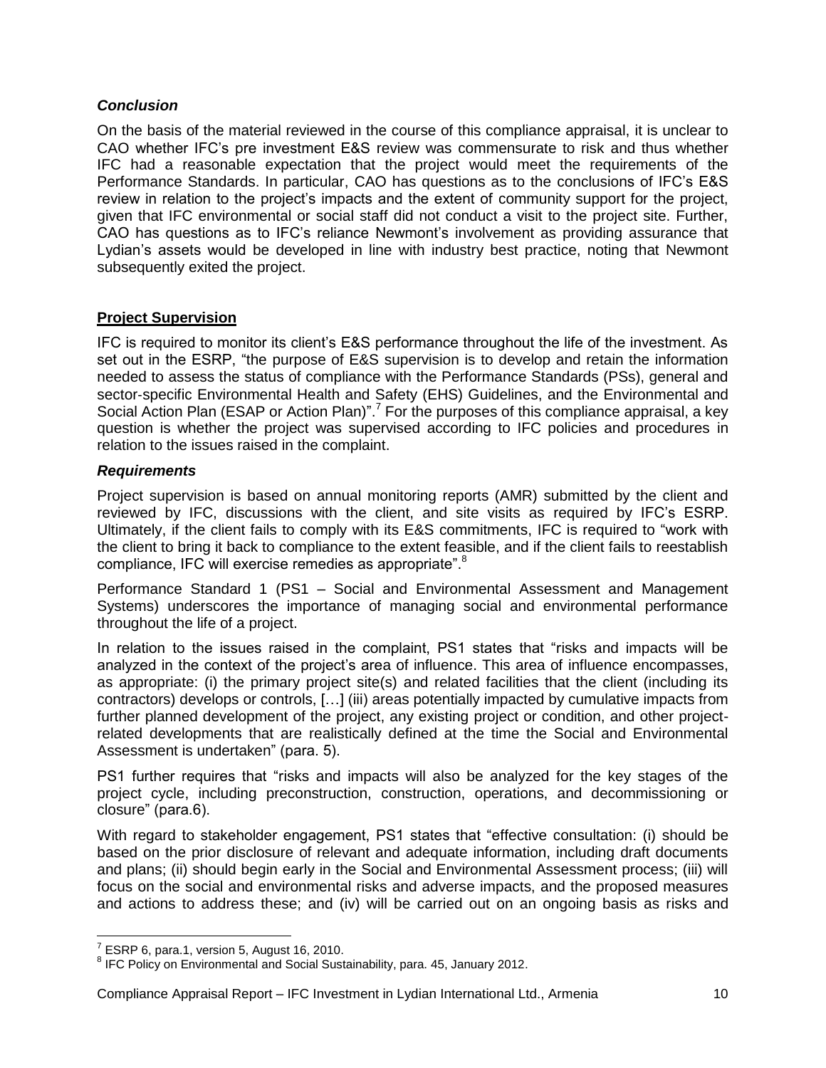### *Conclusion*

On the basis of the material reviewed in the course of this compliance appraisal, it is unclear to CAO whether IFC's pre investment E&S review was commensurate to risk and thus whether IFC had a reasonable expectation that the project would meet the requirements of the Performance Standards. In particular, CAO has questions as to the conclusions of IFC's E&S review in relation to the project's impacts and the extent of community support for the project, given that IFC environmental or social staff did not conduct a visit to the project site. Further, CAO has questions as to IFC's reliance Newmont's involvement as providing assurance that Lydian's assets would be developed in line with industry best practice, noting that Newmont subsequently exited the project.

## **Project Supervision**

IFC is required to monitor its client's E&S performance throughout the life of the investment. As set out in the ESRP, "the purpose of E&S supervision is to develop and retain the information needed to assess the status of compliance with the Performance Standards (PSs), general and sector-specific Environmental Health and Safety (EHS) Guidelines, and the Environmental and Social Action Plan (ESAP or Action Plan)".[7] For the purposes of this compliance appraisal, a key question is whether the project was supervised according to IFC policies and procedures in relation to the issues raised in the complaint.

### *Requirements*

Project supervision is based on annual monitoring reports (AMR) submitted by the client and reviewed by IFC, discussions with the client, and site visits as required by IFC's ESRP. Ultimately, if the client fails to comply with its E&S commitments, IFC is required to "work with the client to bring it back to compliance to the extent feasible, and if the client fails to reestablish compliance, IFC will exercise remedies as appropriate".[8]

Performance Standard 1 (PS1 – Social and Environmental Assessment and Management Systems) underscores the importance of managing social and environmental performance throughout the life of a project.

In relation to the issues raised in the complaint, PS1 states that "risks and impacts will be analyzed in the context of the project's area of influence. This area of influence encompasses, as appropriate: (i) the primary project site(s) and related facilities that the client (including its contractors) develops or controls, […] (iii) areas potentially impacted by cumulative impacts from further planned development of the project, any existing project or condition, and other project-related developments that are realistically defined at the time the Social and Environmental Assessment is undertaken" (para. 5).

PS1 further requires that "risks and impacts will also be analyzed for the key stages of the project cycle, including preconstruction, construction, operations, and decommissioning or closure" (para.6).

With regard to stakeholder engagement, PS1 states that "effective consultation: (i) should be based on the prior disclosure of relevant and adequate information, including draft documents and plans; (ii) should begin early in the Social and Environmental Assessment process; (iii) will focus on the social and environmental risks and adverse impacts, and the proposed measures and actions to address these; and (iv) will be carried out on an ongoing basis as risks and

[7] ESRP 6, para.1, version 5, August 16, 2010.

[8] IFC Policy on Environmental and Social Sustainability, para. 45, January 2012.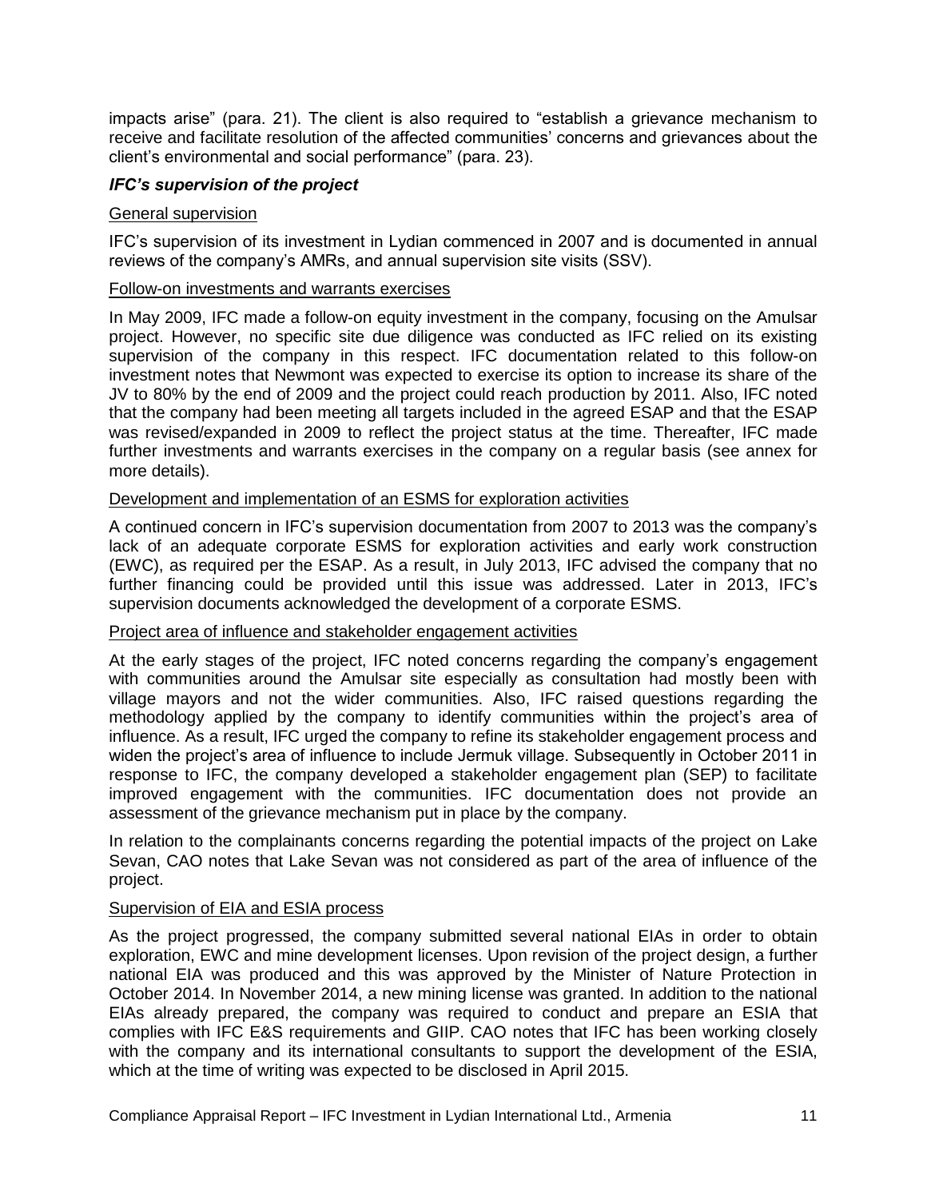impacts arise" (para. 21). The client is also required to "establish a grievance mechanism to receive and facilitate resolution of the affected communities' concerns and grievances about the client's environmental and social performance" (para. 23).

### *IFC's supervision of the project*

General supervision

IFC's supervision of its investment in Lydian commenced in 2007 and is documented in annual reviews of the company's AMRs, and annual supervision site visits (SSV).

Follow-on investments and warrants exercises

In May 2009, IFC made a follow-on equity investment in the company, focusing on the Amulsar project. However, no specific site due diligence was conducted as IFC relied on its existing supervision of the company in this respect. IFC documentation related to this follow-on investment notes that Newmont was expected to exercise its option to increase its share of the JV to 80% by the end of 2009 and the project could reach production by 2011. Also, IFC noted that the company had been meeting all targets included in the agreed ESAP and that the ESAP was revised/expanded in 2009 to reflect the project status at the time. Thereafter, IFC made further investments and warrants exercises in the company on a regular basis (see annex for more details).

Development and implementation of an ESMS for exploration activities

A continued concern in IFC's supervision documentation from 2007 to 2013 was the company's lack of an adequate corporate ESMS for exploration activities and early work construction (EWC), as required per the ESAP. As a result, in July 2013, IFC advised the company that no further financing could be provided until this issue was addressed. Later in 2013, IFC's supervision documents acknowledged the development of a corporate ESMS.

Project area of influence and stakeholder engagement activities

At the early stages of the project, IFC noted concerns regarding the company's engagement with communities around the Amulsar site especially as consultation had mostly been with village mayors and not the wider communities. Also, IFC raised questions regarding the methodology applied by the company to identify communities within the project's area of influence. As a result, IFC urged the company to refine its stakeholder engagement process and widen the project's area of influence to include Jermuk village. Subsequently in October 2011 in response to IFC, the company developed a stakeholder engagement plan (SEP) to facilitate improved engagement with the communities. IFC documentation does not provide an assessment of the grievance mechanism put in place by the company.

In relation to the complainants concerns regarding the potential impacts of the project on Lake Sevan, CAO notes that Lake Sevan was not considered as part of the area of influence of the project.

Supervision of EIA and ESIA process

As the project progressed, the company submitted several national EIAs in order to obtain exploration, EWC and mine development licenses. Upon revision of the project design, a further national EIA was produced and this was approved by the Minister of Nature Protection in October 2014. In November 2014, a new mining license was granted. In addition to the national EIAs already prepared, the company was required to conduct and prepare an ESIA that complies with IFC E&S requirements and GIIP. CAO notes that IFC has been working closely with the company and its international consultants to support the development of the ESIA, which at the time of writing was expected to be disclosed in April 2015.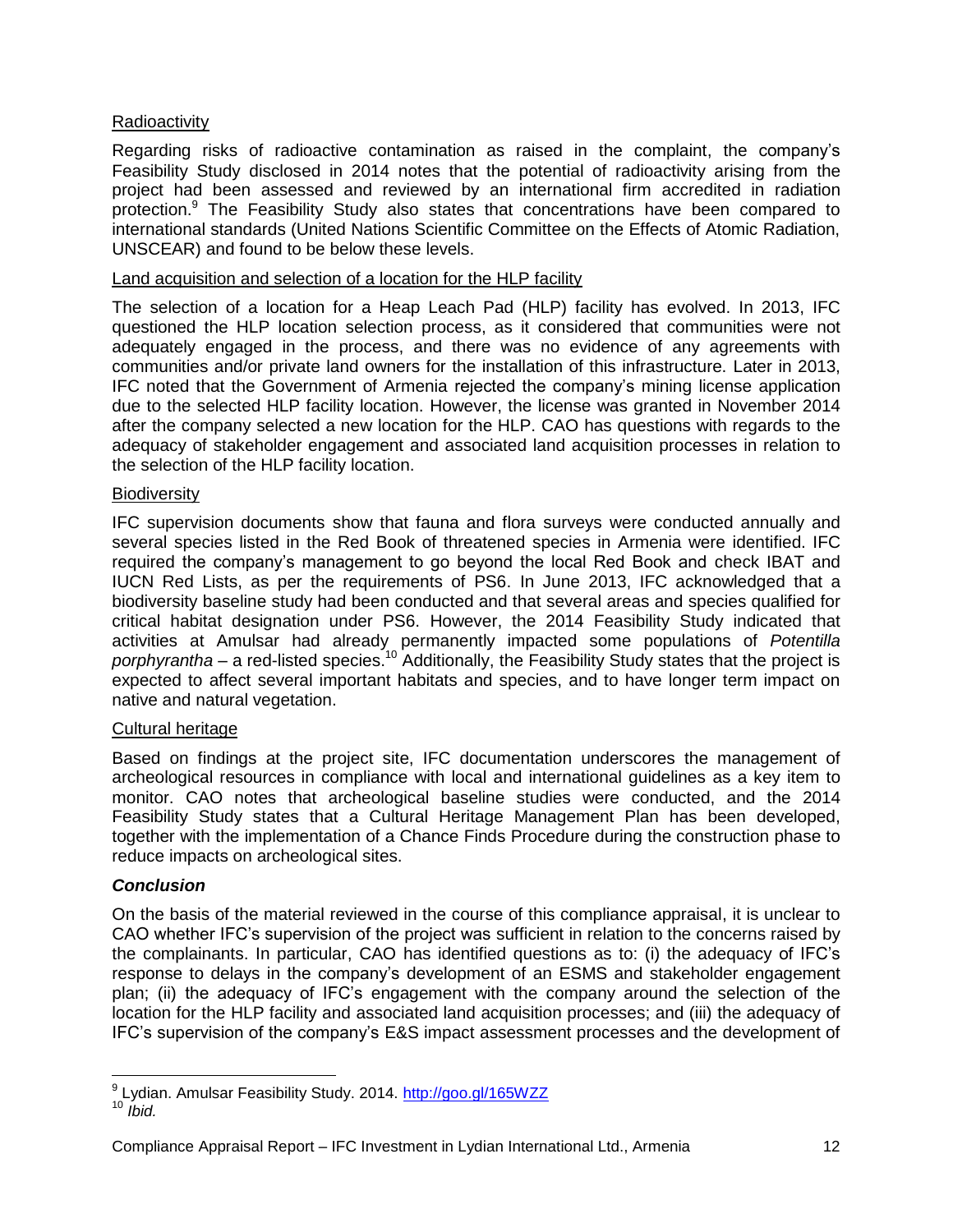Radioactivity

Regarding risks of radioactive contamination as raised in the complaint, the company's Feasibility Study disclosed in 2014 notes that the potential of radioactivity arising from the project had been assessed and reviewed by an international firm accredited in radiation protection.[9] The Feasibility Study also states that concentrations have been compared to international standards (United Nations Scientific Committee on the Effects of Atomic Radiation, UNSCEAR) and found to be below these levels.

Land acquisition and selection of a location for the HLP facility

The selection of a location for a Heap Leach Pad (HLP) facility has evolved. In 2013, IFC questioned the HLP location selection process, as it considered that communities were not adequately engaged in the process, and there was no evidence of any agreements with communities and/or private land owners for the installation of this infrastructure. Later in 2013, IFC noted that the Government of Armenia rejected the company's mining license application due to the selected HLP facility location. However, the license was granted in November 2014 after the company selected a new location for the HLP. CAO has questions with regards to the adequacy of stakeholder engagement and associated land acquisition processes in relation to the selection of the HLP facility location.

Biodiversity

IFC supervision documents show that fauna and flora surveys were conducted annually and several species listed in the Red Book of threatened species in Armenia were identified. IFC required the company's management to go beyond the local Red Book and check IBAT and IUCN Red Lists, as per the requirements of PS6. In June 2013, IFC acknowledged that a biodiversity baseline study had been conducted and that several areas and species qualified for critical habitat designation under PS6. However, the 2014 Feasibility Study indicated that activities at Amulsar had already permanently impacted some populations of *Potentilla porphyrantha* – a red-listed species.[10] Additionally, the Feasibility Study states that the project is expected to affect several important habitats and species, and to have longer term impact on native and natural vegetation.

Cultural heritage

Based on findings at the project site, IFC documentation underscores the management of archeological resources in compliance with local and international guidelines as a key item to monitor. CAO notes that archeological baseline studies were conducted, and the 2014 Feasibility Study states that a Cultural Heritage Management Plan has been developed, together with the implementation of a Chance Finds Procedure during the construction phase to reduce impacts on archeological sites.

### *Conclusion*

On the basis of the material reviewed in the course of this compliance appraisal, it is unclear to CAO whether IFC's supervision of the project was sufficient in relation to the concerns raised by the complainants. In particular, CAO has identified questions as to: (i) the adequacy of IFC's response to delays in the company's development of an ESMS and stakeholder engagement plan; (ii) the adequacy of IFC's engagement with the company around the selection of the location for the HLP facility and associated land acquisition processes; and (iii) the adequacy of IFC's supervision of the company's E&S impact assessment processes and the development of

---

[9] Lydian. Amulsar Feasibility Study. 2014. http://goo.gl/165WZZ

[10] *Ibid.*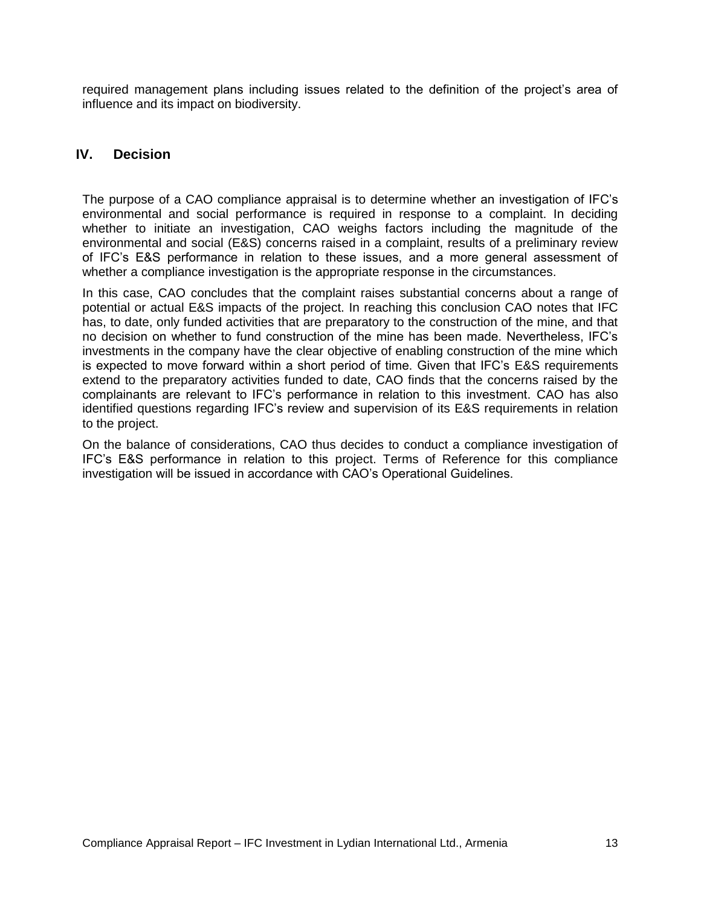required management plans including issues related to the definition of the project's area of influence and its impact on biodiversity.

## IV. Decision

The purpose of a CAO compliance appraisal is to determine whether an investigation of IFC's environmental and social performance is required in response to a complaint. In deciding whether to initiate an investigation, CAO weighs factors including the magnitude of the environmental and social (E&S) concerns raised in a complaint, results of a preliminary review of IFC's E&S performance in relation to these issues, and a more general assessment of whether a compliance investigation is the appropriate response in the circumstances.

In this case, CAO concludes that the complaint raises substantial concerns about a range of potential or actual E&S impacts of the project. In reaching this conclusion CAO notes that IFC has, to date, only funded activities that are preparatory to the construction of the mine, and that no decision on whether to fund construction of the mine has been made. Nevertheless, IFC's investments in the company have the clear objective of enabling construction of the mine which is expected to move forward within a short period of time. Given that IFC's E&S requirements extend to the preparatory activities funded to date, CAO finds that the concerns raised by the complainants are relevant to IFC's performance in relation to this investment. CAO has also identified questions regarding IFC's review and supervision of its E&S requirements in relation to the project.

On the balance of considerations, CAO thus decides to conduct a compliance investigation of IFC's E&S performance in relation to this project. Terms of Reference for this compliance investigation will be issued in accordance with CAO's Operational Guidelines.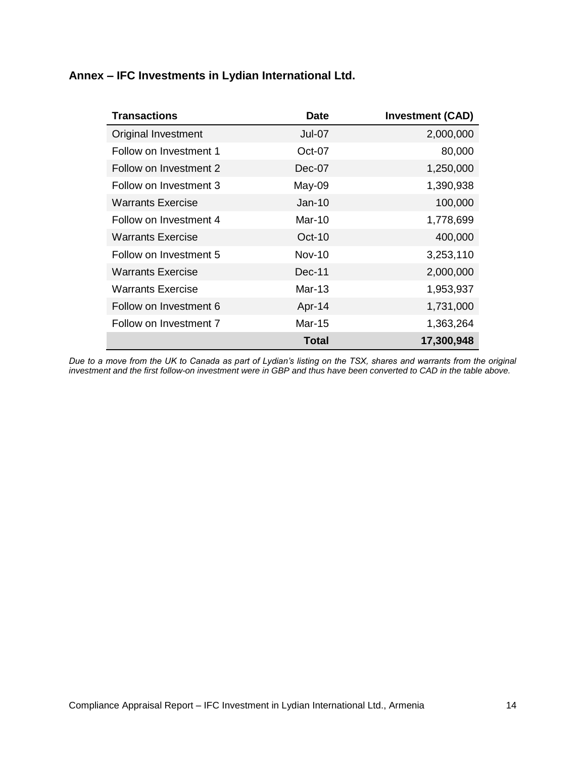## Annex – IFC Investments in Lydian International Ltd.

| Transactions | Date | Investment (CAD) |
|---|---|---|
| Original Investment | Jul-07 | 2,000,000 |
| Follow on Investment 1 | Oct-07 | 80,000 |
| Follow on Investment 2 | Dec-07 | 1,250,000 |
| Follow on Investment 3 | May-09 | 1,390,938 |
| Warrants Exercise | Jan-10 | 100,000 |
| Follow on Investment 4 | Mar-10 | 1,778,699 |
| Warrants Exercise | Oct-10 | 400,000 |
| Follow on Investment 5 | Nov-10 | 3,253,110 |
| Warrants Exercise | Dec-11 | 2,000,000 |
| Warrants Exercise | Mar-13 | 1,953,937 |
| Follow on Investment 6 | Apr-14 | 1,731,000 |
| Follow on Investment 7 | Mar-15 | 1,363,264 |
| | **Total** | **17,300,948** |

*Due to a move from the UK to Canada as part of Lydian's listing on the TSX, shares and warrants from the original investment and the first follow-on investment were in GBP and thus have been converted to CAD in the table above.*